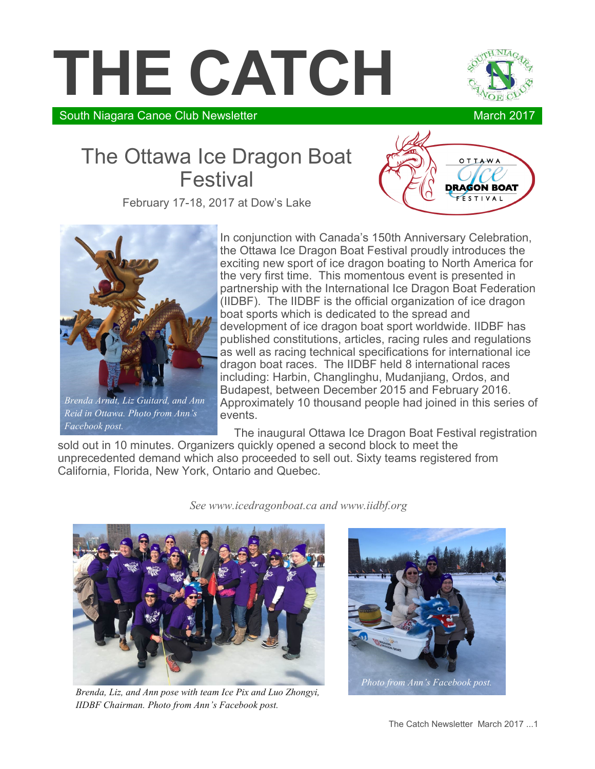# THE CATCH

South Niagara Canoe Club Newsletter March 2017

## The Ottawa Ice Dragon Boat Festival

February 17-18, 2017 at Dow's Lake

*Brenda Arndt, Liz Guitard, and Ann Reid in Ottawa. Photo from Ann's Facebook post.*

In conjunction with Canada's 150th Anniversary Celebration, the Ottawa Ice Dragon Boat Festival proudly introduces the exciting new sport of ice dragon boating to North America for the very first time. This momentous event is presented in partnership with the International Ice Dragon Boat Federation (IIDBF). The IIDBF is the official organization of ice dragon boat sports which is dedicated to the spread and development of ice dragon boat sport worldwide. IIDBF has published constitutions, articles, racing rules and regulations as well as racing technical specifications for international ice dragon boat races. The IIDBF held 8 international races including: Harbin, Changlinghu, Mudanjiang, Ordos, and Budapest, between December 2015 and February 2016. Approximately 10 thousand people had joined in this series of events.

The inaugural Ottawa Ice Dragon Boat Festival registration sold out in 10 minutes. Organizers quickly opened a second block to meet the unprecedented demand which also proceeded to sell out. Sixty teams registered from California, Florida, New York, Ontario and Quebec.

*See www.icedragonboat.ca and www.iidbf.org*

*Brenda, Liz, and Ann pose with team Ice Pix and Luo Zhongyi, IIDBF Chairman. Photo from Ann's Facebook post.*

*Photo from Ann's Facebook post.*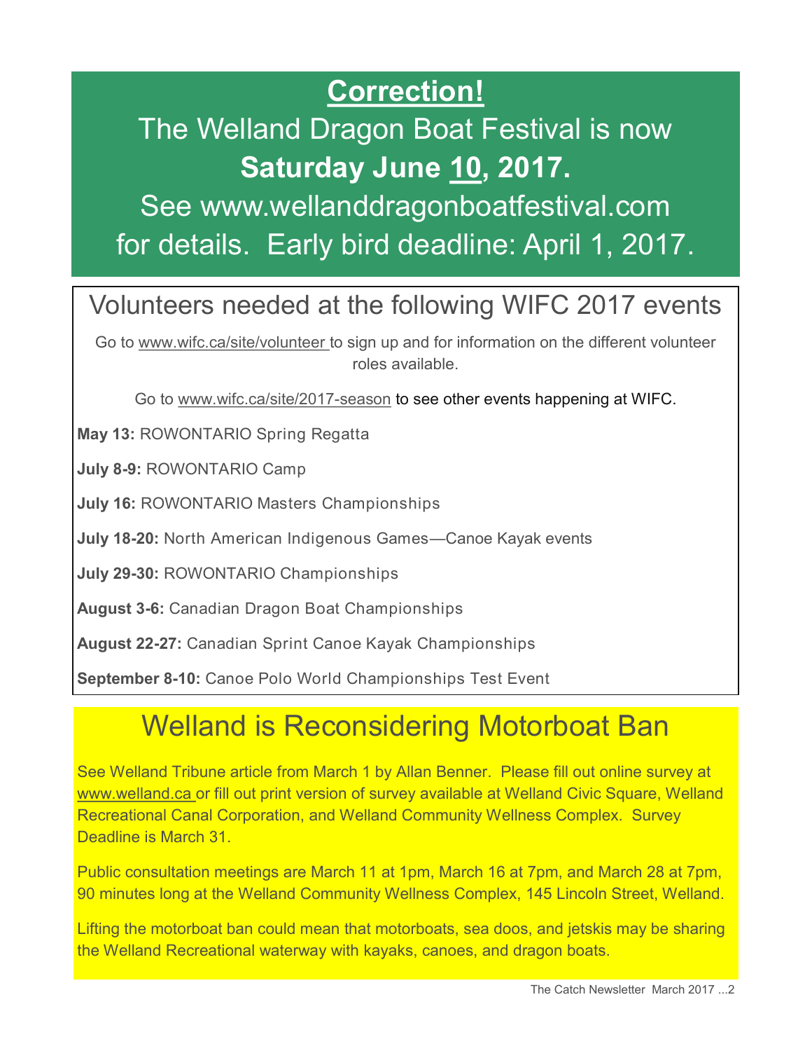## **Correction!**

The Welland Dragon Boat Festival is now **Saturday June 10, 2017.**

See www.wellanddragonboatfestival.com for details. Early bird deadline: April 1, 2017.

## Volunteers needed at the following WIFC 2017 events

Go to www.wifc.ca/site/volunteer to sign up and for information on the different volunteer roles available.

Go to www.wifc.ca/site/2017-season to see other events happening at WIFC.

**May 13:** ROWONTARIO Spring Regatta

**July 8-9:** ROWONTARIO Camp

**July 16:** ROWONTARIO Masters Championships

**July 18-20:** North American Indigenous Games—Canoe Kayak events

**July 29-30:** ROWONTARIO Championships

**August 3-6:** Canadian Dragon Boat Championships

**August 22-27:** Canadian Sprint Canoe Kayak Championships

**September 8-10:** Canoe Polo World Championships Test Event

## Welland is Reconsidering Motorboat Ban

See Welland Tribune article from March 1 by Allan Benner. Please fill out online survey at www.welland.ca or fill out print version of survey available at Welland Civic Square, Welland Recreational Canal Corporation, and Welland Community Wellness Complex. Survey Deadline is March 31.

Public consultation meetings are March 11 at 1pm, March 16 at 7pm, and March 28 at 7pm, 90 minutes long at the Welland Community Wellness Complex, 145 Lincoln Street, Welland.

Lifting the motorboat ban could mean that motorboats, sea doos, and jetskis may be sharing the Welland Recreational waterway with kayaks, canoes, and dragon boats.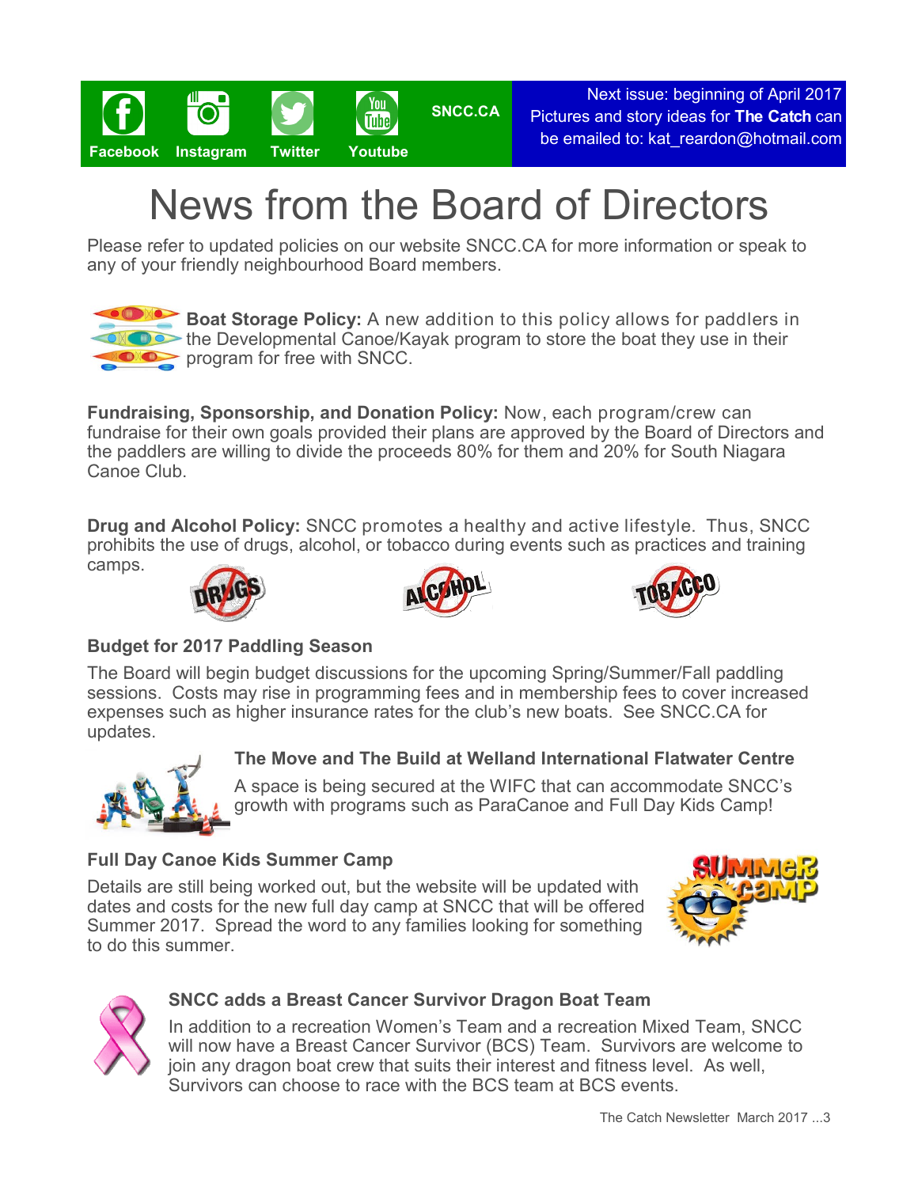Facebook Instagram Twitter Youtube SNCC.CA

Next issue: beginning of April 2017
Pictures and story ideas for **The Catch** can be emailed to: kat_reardon@hotmail.com

# News from the Board of Directors

Please refer to updated policies on our website SNCC.CA for more information or speak to any of your friendly neighbourhood Board members.

**Boat Storage Policy:** A new addition to this policy allows for paddlers in the Developmental Canoe/Kayak program to store the boat they use in their program for free with SNCC.

**Fundraising, Sponsorship, and Donation Policy:** Now, each program/crew can fundraise for their own goals provided their plans are approved by the Board of Directors and the paddlers are willing to divide the proceeds 80% for them and 20% for South Niagara Canoe Club.

**Drug and Alcohol Policy:** SNCC promotes a healthy and active lifestyle. Thus, SNCC prohibits the use of drugs, alcohol, or tobacco during events such as practices and training camps.

### Budget for 2017 Paddling Season

The Board will begin budget discussions for the upcoming Spring/Summer/Fall paddling sessions. Costs may rise in programming fees and in membership fees to cover increased expenses such as higher insurance rates for the club's new boats. See SNCC.CA for updates.

### The Move and The Build at Welland International Flatwater Centre

A space is being secured at the WIFC that can accommodate SNCC's growth with programs such as ParaCanoe and Full Day Kids Camp!

### Full Day Canoe Kids Summer Camp

Details are still being worked out, but the website will be updated with dates and costs for the new full day camp at SNCC that will be offered Summer 2017. Spread the word to any families looking for something to do this summer.

### SNCC adds a Breast Cancer Survivor Dragon Boat Team

In addition to a recreation Women's Team and a recreation Mixed Team, SNCC will now have a Breast Cancer Survivor (BCS) Team. Survivors are welcome to join any dragon boat crew that suits their interest and fitness level. As well, Survivors can choose to race with the BCS team at BCS events.